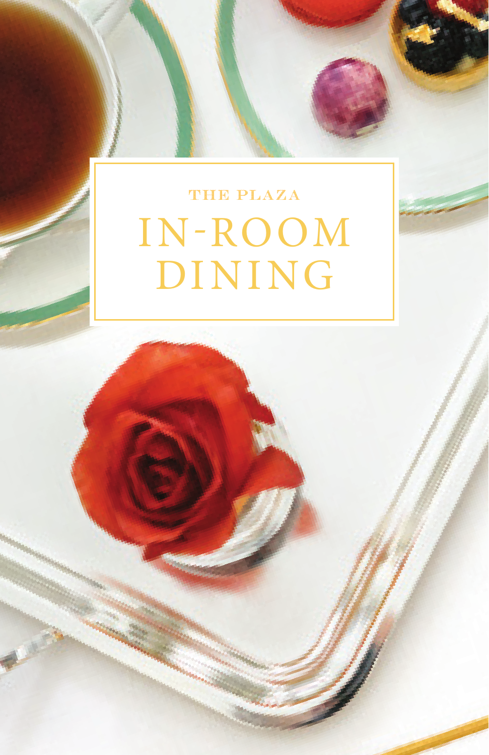THE PLAZA

# IN-ROOM DINING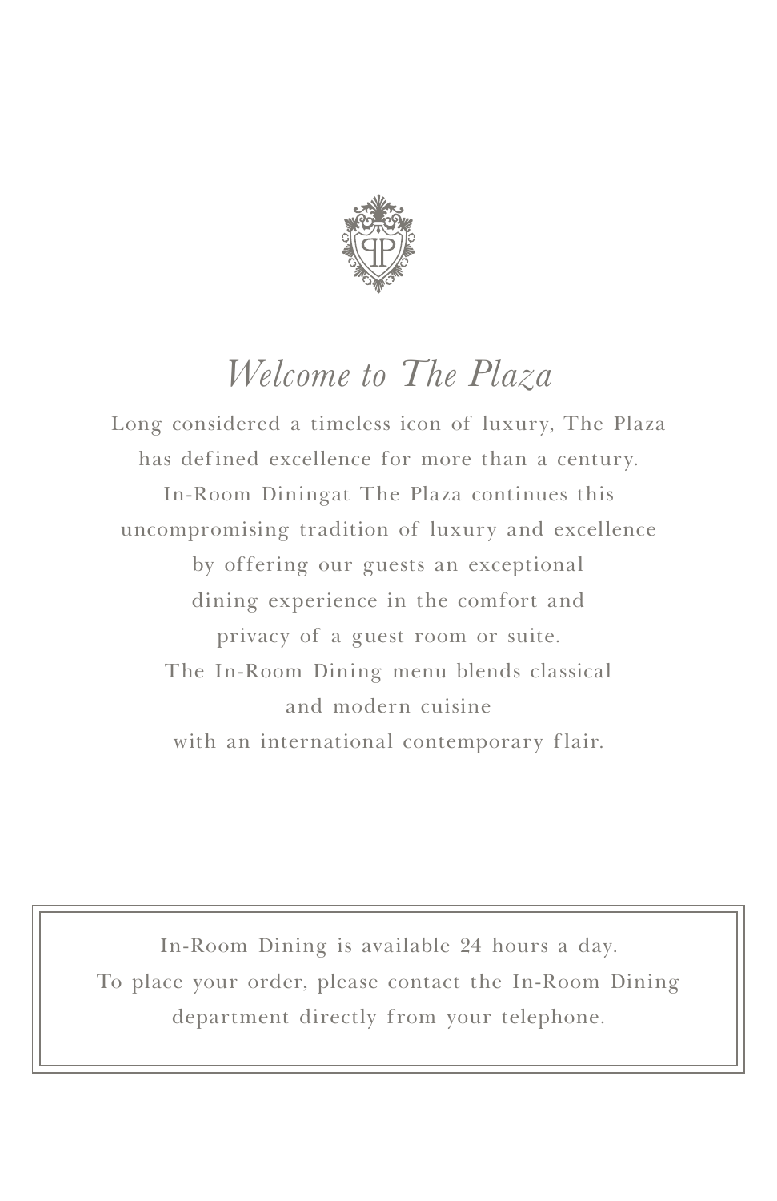# *Welcome to The Plaza*

Long considered a timeless icon of luxury, The Plaza has defined excellence for more than a century. In-Room Diningat The Plaza continues this uncompromising tradition of luxury and excellence by offering our guests an exceptional dining experience in the comfort and privacy of a guest room or suite. The In-Room Dining menu blends classical and modern cuisine with an international contemporary flair.

In-Room Dining is available 24 hours a day.
To place your order, please contact the In-Room Dining department directly from your telephone.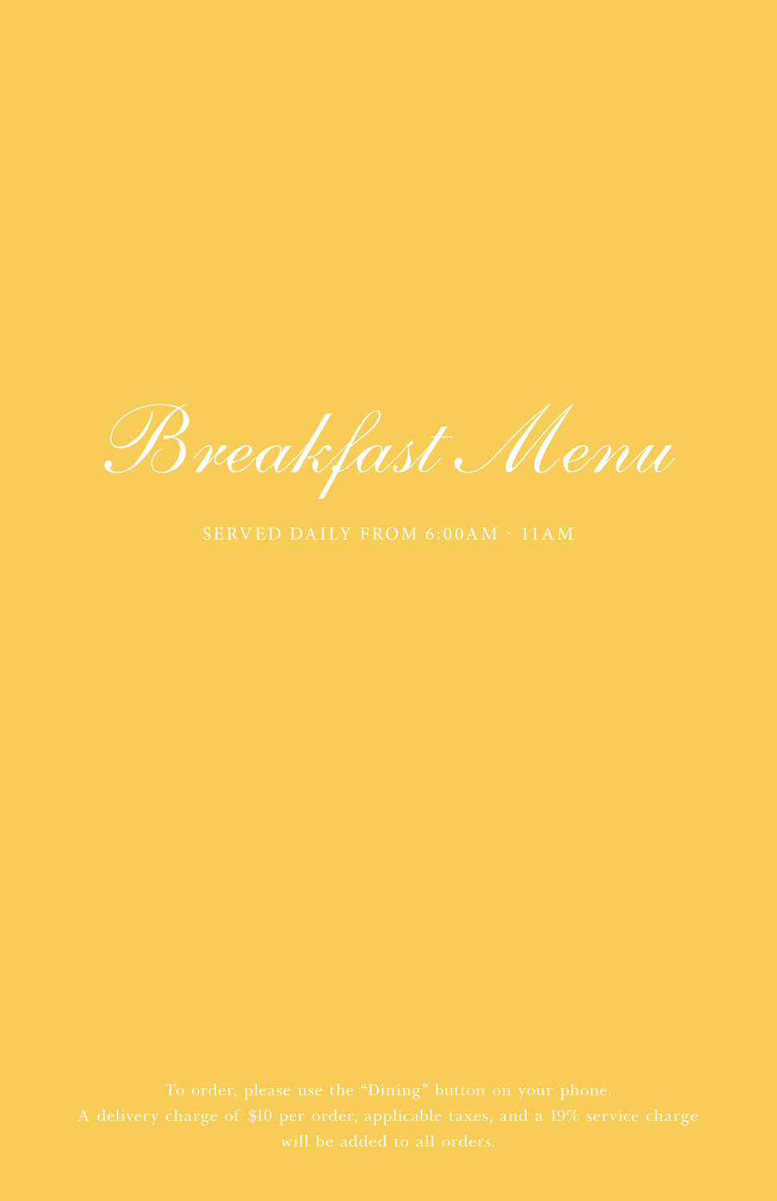# Breakfast Menu

SERVED DAILY FROM 6:00AM - 11AM

To order, please use the "Dining" button on your phone.
A delivery charge of $10 per order, applicable taxes, and a 19% service charge will be added to all orders.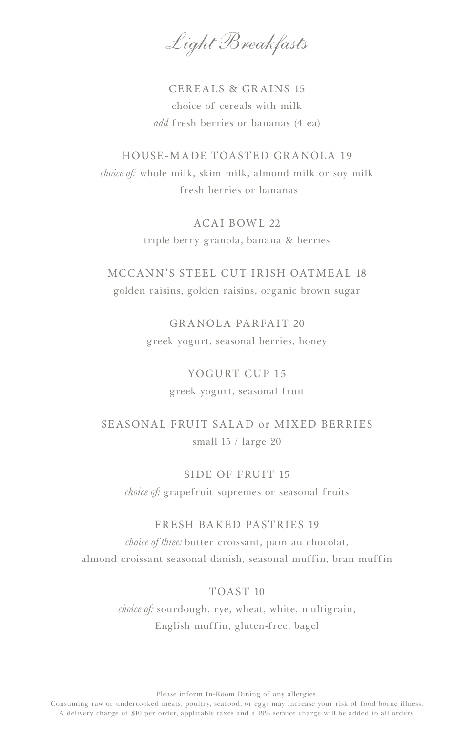# *Light Breakfasts*

CEREALS & GRAINS 15
choice of cereals with milk
*add* fresh berries or bananas (4 ea)

HOUSE-MADE TOASTED GRANOLA 19
*choice of:* whole milk, skim milk, almond milk or soy milk
fresh berries or bananas

ACAI BOWL 22
triple berry granola, banana & berries

MCCANN'S STEEL CUT IRISH OATMEAL 18
golden raisins, golden raisins, organic brown sugar

GRANOLA PARFAIT 20
greek yogurt, seasonal berries, honey

YOGURT CUP 15
greek yogurt, seasonal fruit

SEASONAL FRUIT SALAD or MIXED BERRIES
small 15 / large 20

SIDE OF FRUIT 15
*choice of:* grapefruit supremes or seasonal fruits

FRESH BAKED PASTRIES 19
*choice of three:* butter croissant, pain au chocolat,
almond croissant seasonal danish, seasonal muffin, bran muffin

TOAST 10
*choice of:* sourdough, rye, wheat, white, multigrain,
English muffin, gluten-free, bagel

Please inform In-Room Dining of any allergies.
Consuming raw or undercooked meats, poultry, seafood, or eggs may increase your risk of food borne illness.
A delivery charge of $10 per order, applicable taxes and a 19% service charge will be added to all orders.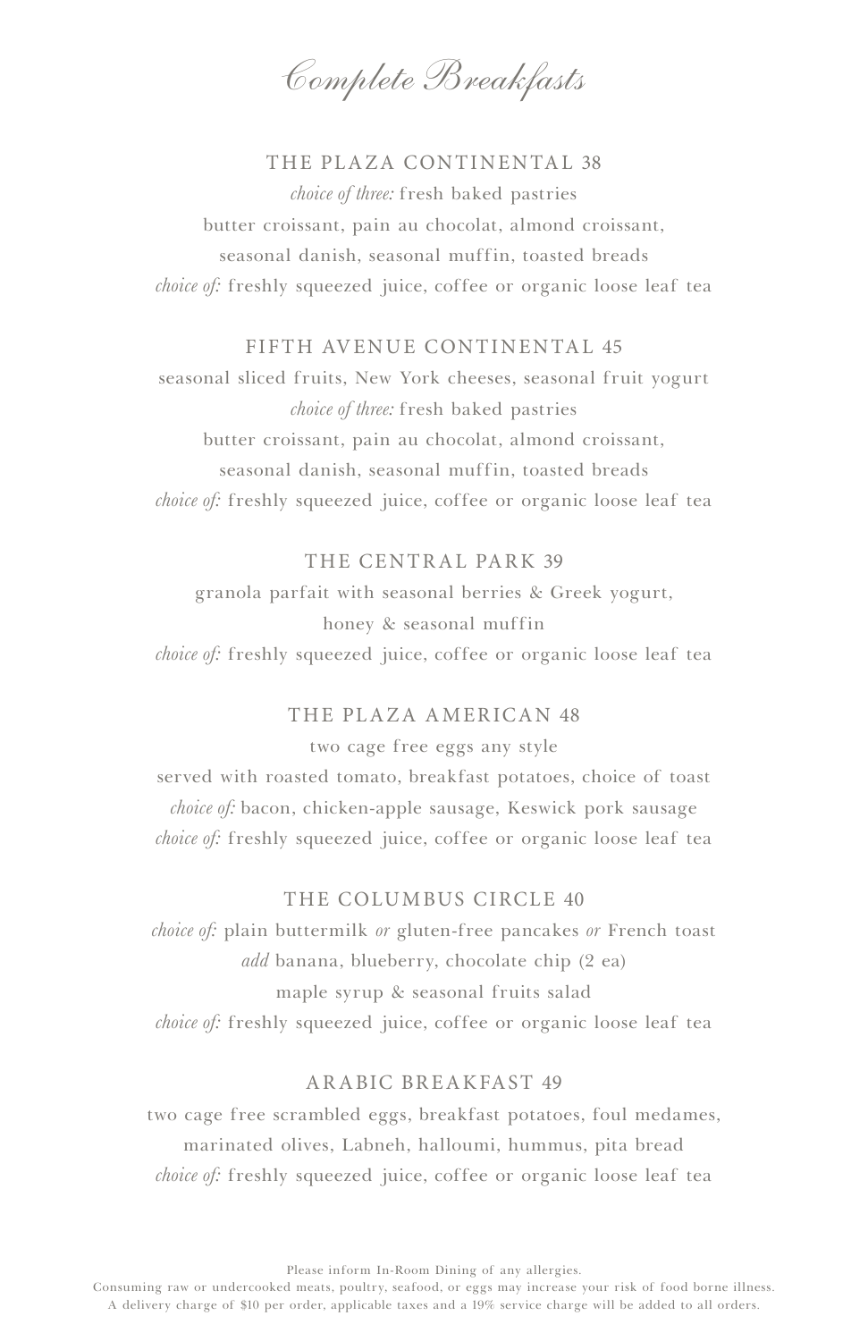# Complete Breakfasts

## THE PLAZA CONTINENTAL 38

*choice of three:* fresh baked pastries
butter croissant, pain au chocolat, almond croissant,
seasonal danish, seasonal muffin, toasted breads
*choice of:* freshly squeezed juice, coffee or organic loose leaf tea

## FIFTH AVENUE CONTINENTAL 45

seasonal sliced fruits, New York cheeses, seasonal fruit yogurt
*choice of three:* fresh baked pastries
butter croissant, pain au chocolat, almond croissant,
seasonal danish, seasonal muffin, toasted breads
*choice of:* freshly squeezed juice, coffee or organic loose leaf tea

## THE CENTRAL PARK 39

granola parfait with seasonal berries & Greek yogurt,
honey & seasonal muffin
*choice of:* freshly squeezed juice, coffee or organic loose leaf tea

## THE PLAZA AMERICAN 48

two cage free eggs any style
served with roasted tomato, breakfast potatoes, choice of toast
*choice of:* bacon, chicken-apple sausage, Keswick pork sausage
*choice of:* freshly squeezed juice, coffee or organic loose leaf tea

## THE COLUMBUS CIRCLE 40

*choice of:* plain buttermilk *or* gluten-free pancakes *or* French toast
*add* banana, blueberry, chocolate chip (2 ea)
maple syrup & seasonal fruits salad
*choice of:* freshly squeezed juice, coffee or organic loose leaf tea

## ARABIC BREAKFAST 49

two cage free scrambled eggs, breakfast potatoes, foul medames,
marinated olives, Labneh, halloumi, hummus, pita bread
*choice of:* freshly squeezed juice, coffee or organic loose leaf tea

Please inform In-Room Dining of any allergies.
Consuming raw or undercooked meats, poultry, seafood, or eggs may increase your risk of food borne illness.
A delivery charge of $10 per order, applicable taxes and a 19% service charge will be added to all orders.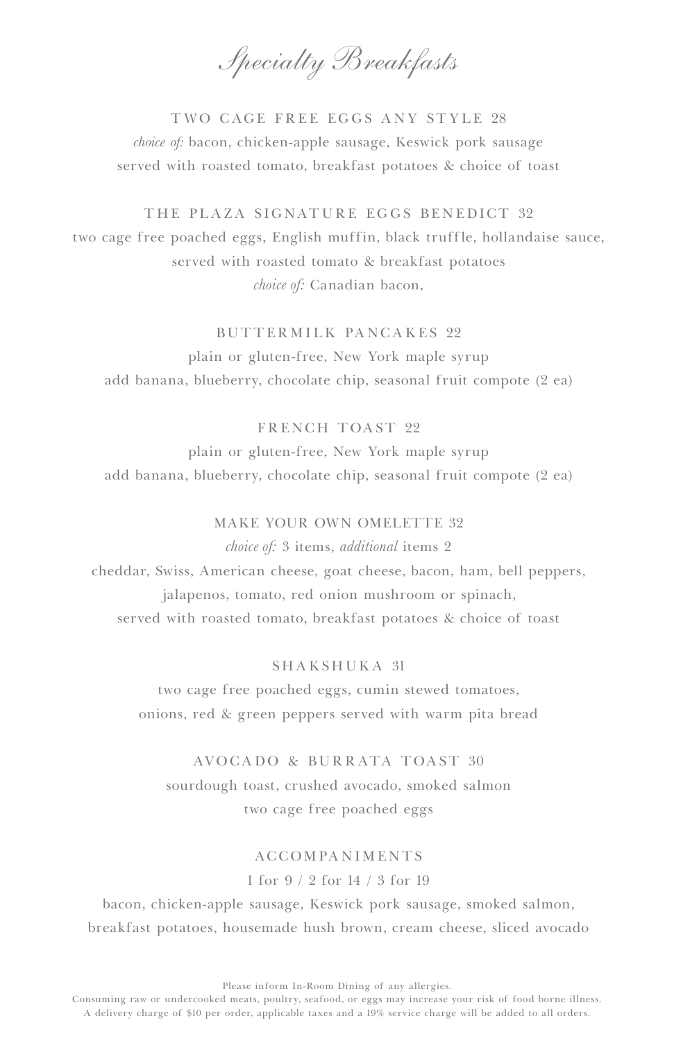# Specialty Breakfasts

TWO CAGE FREE EGGS ANY STYLE 28
*choice of:* bacon, chicken-apple sausage, Keswick pork sausage
served with roasted tomato, breakfast potatoes & choice of toast

THE PLAZA SIGNATURE EGGS BENEDICT 32
two cage free poached eggs, English muffin, black truffle, hollandaise sauce,
served with roasted tomato & breakfast potatoes
*choice of:* Canadian bacon,

BUTTERMILK PANCAKES 22
plain or gluten-free, New York maple syrup
add banana, blueberry, chocolate chip, seasonal fruit compote (2 ea)

FRENCH TOAST 22
plain or gluten-free, New York maple syrup
add banana, blueberry, chocolate chip, seasonal fruit compote (2 ea)

MAKE YOUR OWN OMELETTE 32
*choice of:* 3 items, *additional* items 2
cheddar, Swiss, American cheese, goat cheese, bacon, ham, bell peppers,
jalapenos, tomato, red onion mushroom or spinach,
served with roasted tomato, breakfast potatoes & choice of toast

SHAKSHUKA 31
two cage free poached eggs, cumin stewed tomatoes,
onions, red & green peppers served with warm pita bread

AVOCADO & BURRATA TOAST 30
sourdough toast, crushed avocado, smoked salmon
two cage free poached eggs

ACCOMPANIMENTS
1 for 9 / 2 for 14 / 3 for 19
bacon, chicken-apple sausage, Keswick pork sausage, smoked salmon,
breakfast potatoes, housemade hush brown, cream cheese, sliced avocado

Please inform In-Room Dining of any allergies.
Consuming raw or undercooked meats, poultry, seafood, or eggs may increase your risk of food borne illness.
A delivery charge of $10 per order, applicable taxes and a 19% service charge will be added to all orders.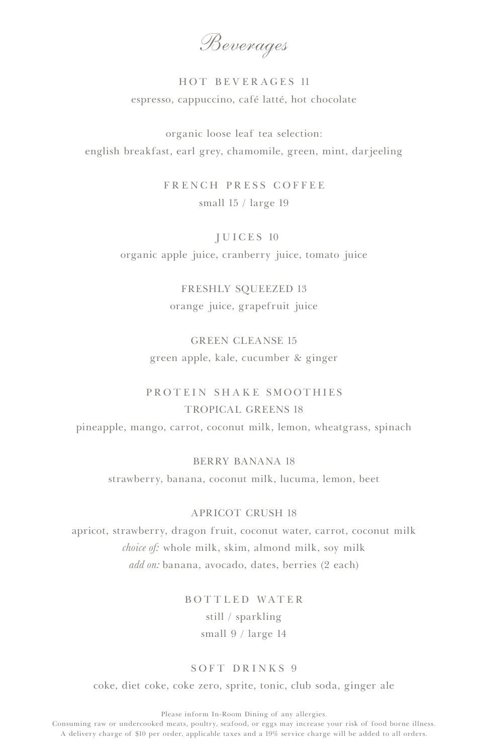# Beverages

## HOT BEVERAGES 11

espresso, cappuccino, café latté, hot chocolate

organic loose leaf tea selection:
english breakfast, earl grey, chamomile, green, mint, darjeeling

## FRENCH PRESS COFFEE

small 15 / large 19

## JUICES 10

organic apple juice, cranberry juice, tomato juice

## FRESHLY SQUEEZED 13

orange juice, grapefruit juice

## GREEN CLEANSE 15

green apple, kale, cucumber & ginger

## PROTEIN SHAKE SMOOTHIES

### TROPICAL GREENS 18

pineapple, mango, carrot, coconut milk, lemon, wheatgrass, spinach

### BERRY BANANA 18

strawberry, banana, coconut milk, lucuma, lemon, beet

### APRICOT CRUSH 18

apricot, strawberry, dragon fruit, coconut water, carrot, coconut milk

*choice of:* whole milk, skim, almond milk, soy milk

*add on:* banana, avocado, dates, berries (2 each)

## BOTTLED WATER

still / sparkling

small 9 / large 14

## SOFT DRINKS 9

coke, diet coke, coke zero, sprite, tonic, club soda, ginger ale

Please inform In-Room Dining of any allergies.
Consuming raw or undercooked meats, poultry, seafood, or eggs may increase your risk of food borne illness.
A delivery charge of $10 per order, applicable taxes and a 19% service charge will be added to all orders.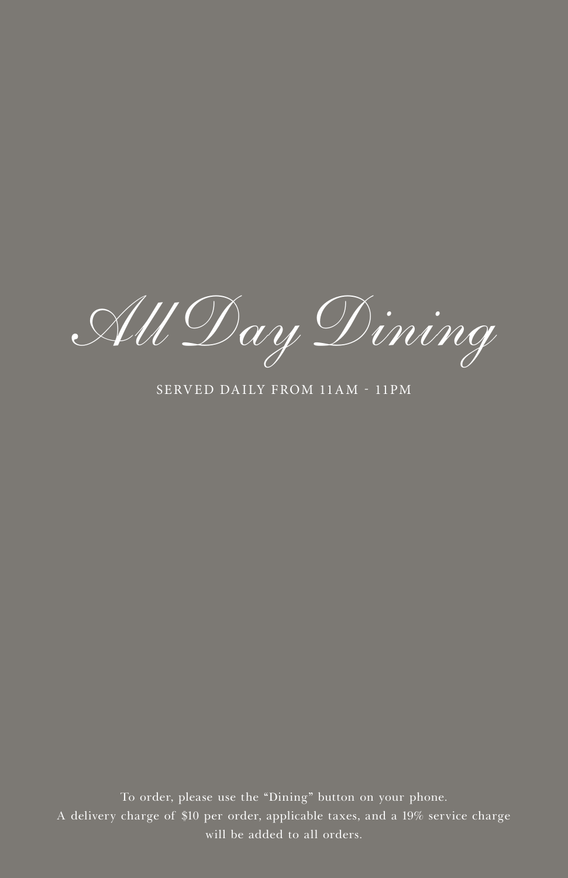# *All Day Dining*

SERVED DAILY FROM 11AM - 11PM

To order, please use the "Dining" button on your phone.
A delivery charge of $10 per order, applicable taxes, and a 19% service charge will be added to all orders.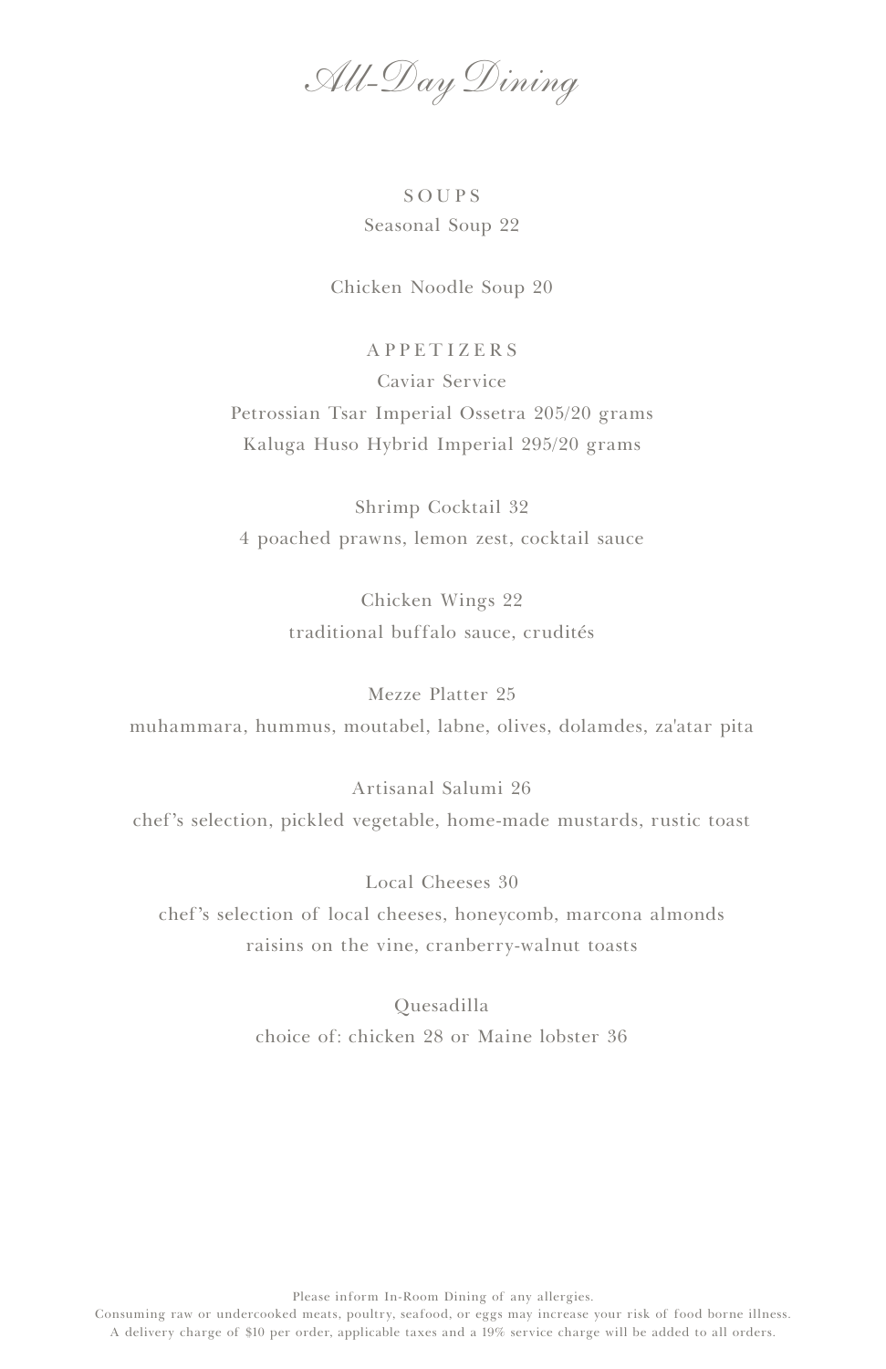# All-Day Dining

## SOUPS

Seasonal Soup 22

Chicken Noodle Soup 20

## APPETIZERS

Caviar Service
Petrossian Tsar Imperial Ossetra 205/20 grams
Kaluga Huso Hybrid Imperial 295/20 grams

Shrimp Cocktail 32
4 poached prawns, lemon zest, cocktail sauce

Chicken Wings 22
traditional buffalo sauce, crudités

Mezze Platter 25
muhammara, hummus, moutabel, labne, olives, dolamdes, za'atar pita

Artisanal Salumi 26
chef's selection, pickled vegetable, home-made mustards, rustic toast

Local Cheeses 30
chef's selection of local cheeses, honeycomb, marcona almonds
raisins on the vine, cranberry-walnut toasts

Quesadilla
choice of: chicken 28 or Maine lobster 36

Please inform In-Room Dining of any allergies.
Consuming raw or undercooked meats, poultry, seafood, or eggs may increase your risk of food borne illness.
A delivery charge of $10 per order, applicable taxes and a 19% service charge will be added to all orders.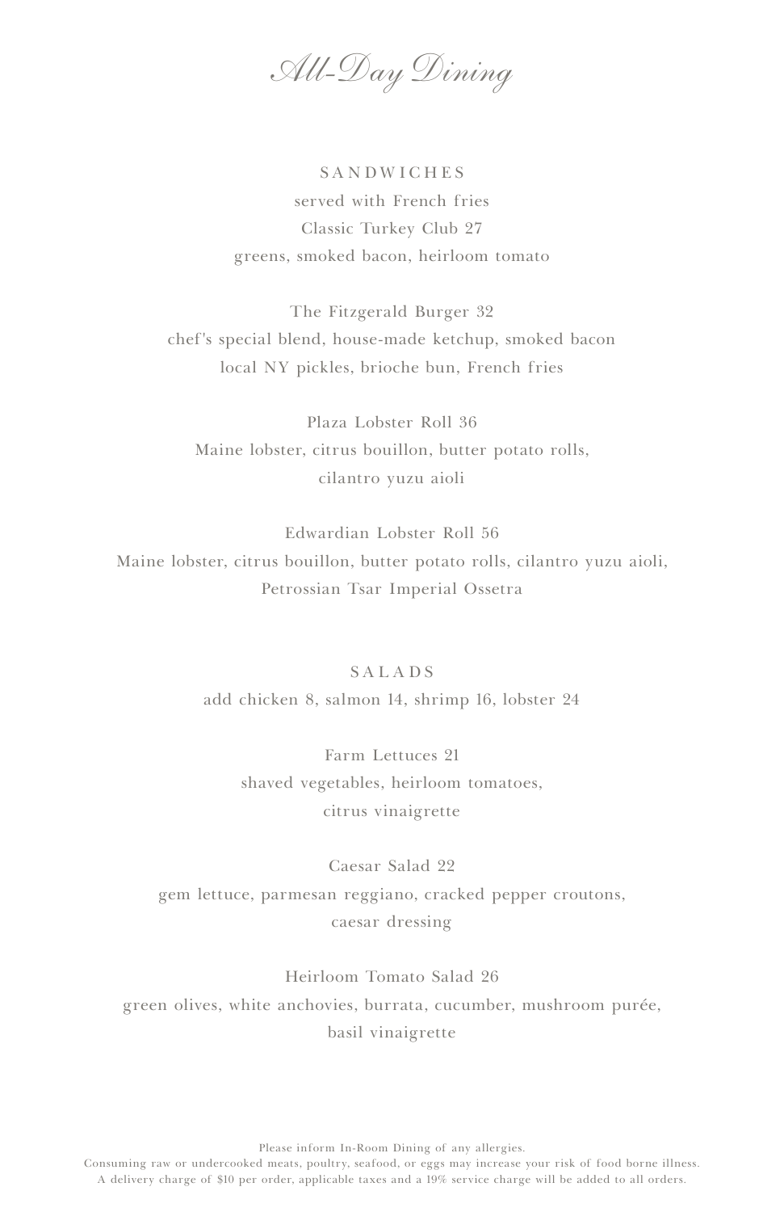# *All-Day Dining*

## SANDWICHES

served with French fries

Classic Turkey Club 27
greens, smoked bacon, heirloom tomato

The Fitzgerald Burger 32
chef's special blend, house-made ketchup, smoked bacon
local NY pickles, brioche bun, French fries

Plaza Lobster Roll 36
Maine lobster, citrus bouillon, butter potato rolls,
cilantro yuzu aioli

Edwardian Lobster Roll 56
Maine lobster, citrus bouillon, butter potato rolls, cilantro yuzu aioli,
Petrossian Tsar Imperial Ossetra

## SALADS

add chicken 8, salmon 14, shrimp 16, lobster 24

Farm Lettuces 21
shaved vegetables, heirloom tomatoes,
citrus vinaigrette

Caesar Salad 22
gem lettuce, parmesan reggiano, cracked pepper croutons,
caesar dressing

Heirloom Tomato Salad 26
green olives, white anchovies, burrata, cucumber, mushroom purée,
basil vinaigrette

Please inform In-Room Dining of any allergies.
Consuming raw or undercooked meats, poultry, seafood, or eggs may increase your risk of food borne illness.
A delivery charge of $10 per order, applicable taxes and a 19% service charge will be added to all orders.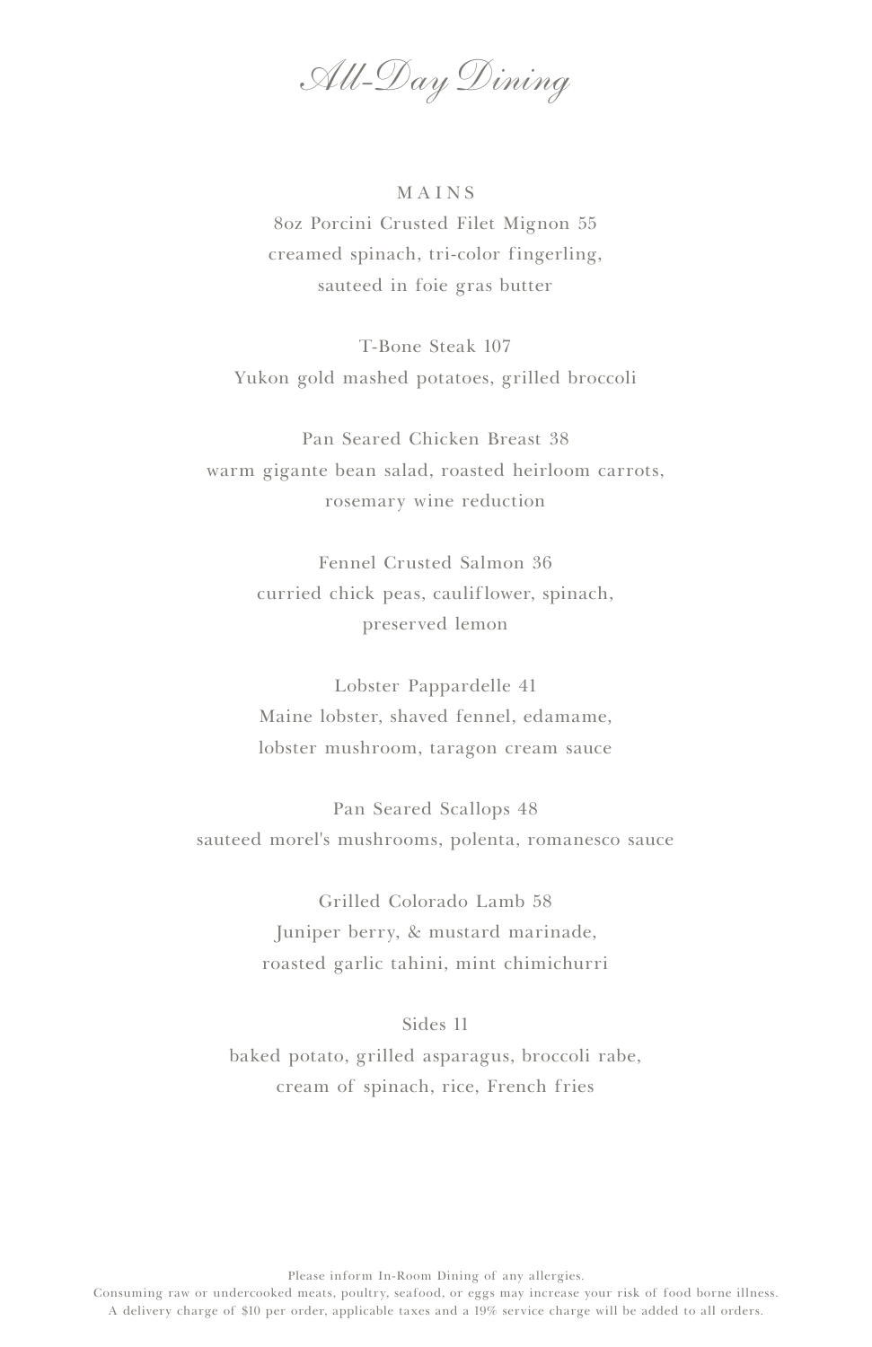# *All-Day Dining*

## MAINS

8oz Porcini Crusted Filet Mignon 55
creamed spinach, tri-color fingerling,
sauteed in foie gras butter

T-Bone Steak 107
Yukon gold mashed potatoes, grilled broccoli

Pan Seared Chicken Breast 38
warm gigante bean salad, roasted heirloom carrots,
rosemary wine reduction

Fennel Crusted Salmon 36
curried chick peas, cauliflower, spinach,
preserved lemon

Lobster Pappardelle 41
Maine lobster, shaved fennel, edamame,
lobster mushroom, taragon cream sauce

Pan Seared Scallops 48
sauteed morel's mushrooms, polenta, romanesco sauce

Grilled Colorado Lamb 58
Juniper berry, & mustard marinade,
roasted garlic tahini, mint chimichurri

Sides 11
baked potato, grilled asparagus, broccoli rabe,
cream of spinach, rice, French fries

Please inform In-Room Dining of any allergies.
Consuming raw or undercooked meats, poultry, seafood, or eggs may increase your risk of food borne illness.
A delivery charge of $10 per order, applicable taxes and a 19% service charge will be added to all orders.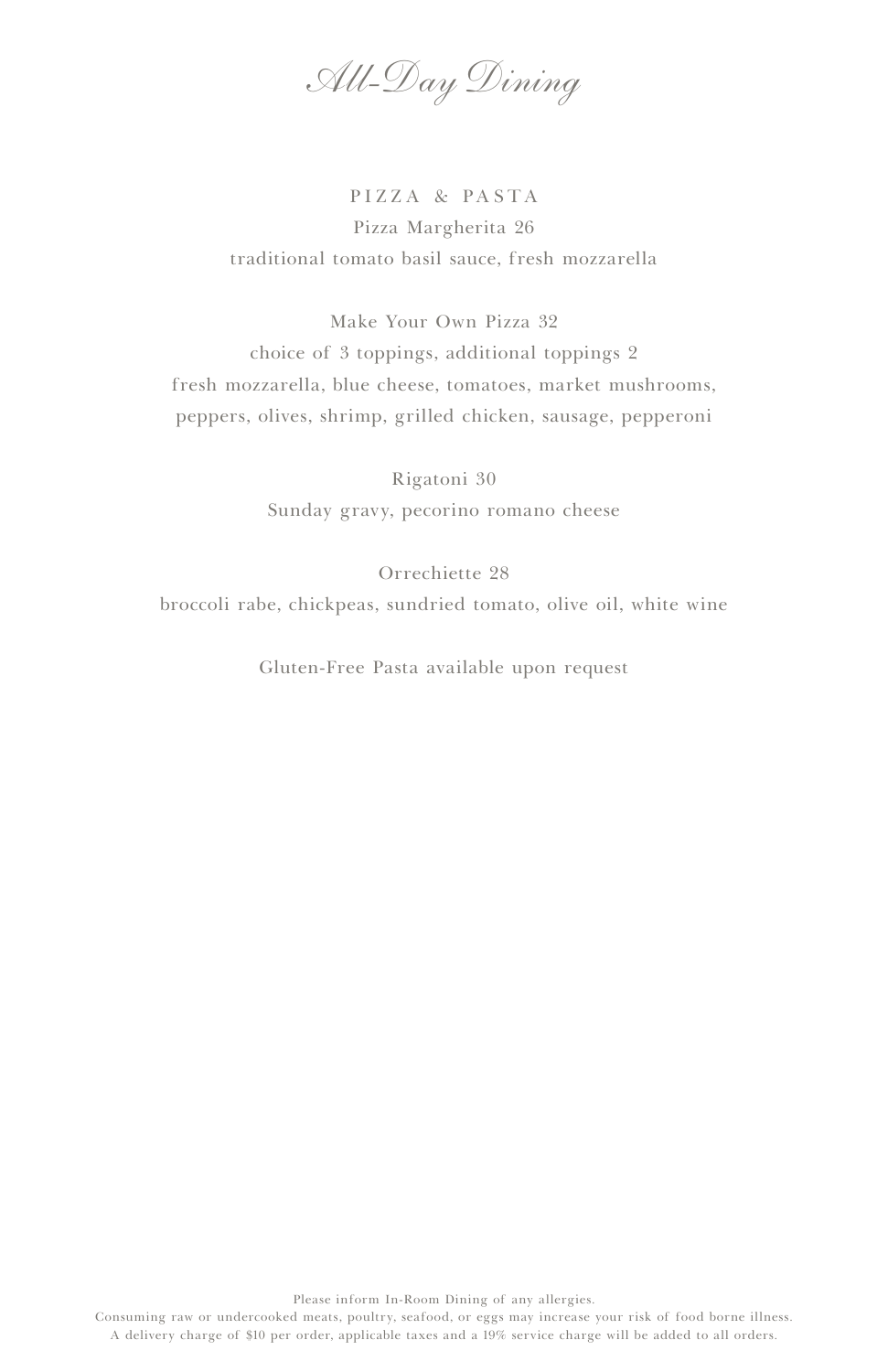# *All-Day Dining*

## PIZZA & PASTA

Pizza Margherita 26
traditional tomato basil sauce, fresh mozzarella

Make Your Own Pizza 32
choice of 3 toppings, additional toppings 2
fresh mozzarella, blue cheese, tomatoes, market mushrooms,
peppers, olives, shrimp, grilled chicken, sausage, pepperoni

Rigatoni 30
Sunday gravy, pecorino romano cheese

Orrechiette 28
broccoli rabe, chickpeas, sundried tomato, olive oil, white wine

Gluten-Free Pasta available upon request

Please inform In-Room Dining of any allergies.
Consuming raw or undercooked meats, poultry, seafood, or eggs may increase your risk of food borne illness.
A delivery charge of $10 per order, applicable taxes and a 19% service charge will be added to all orders.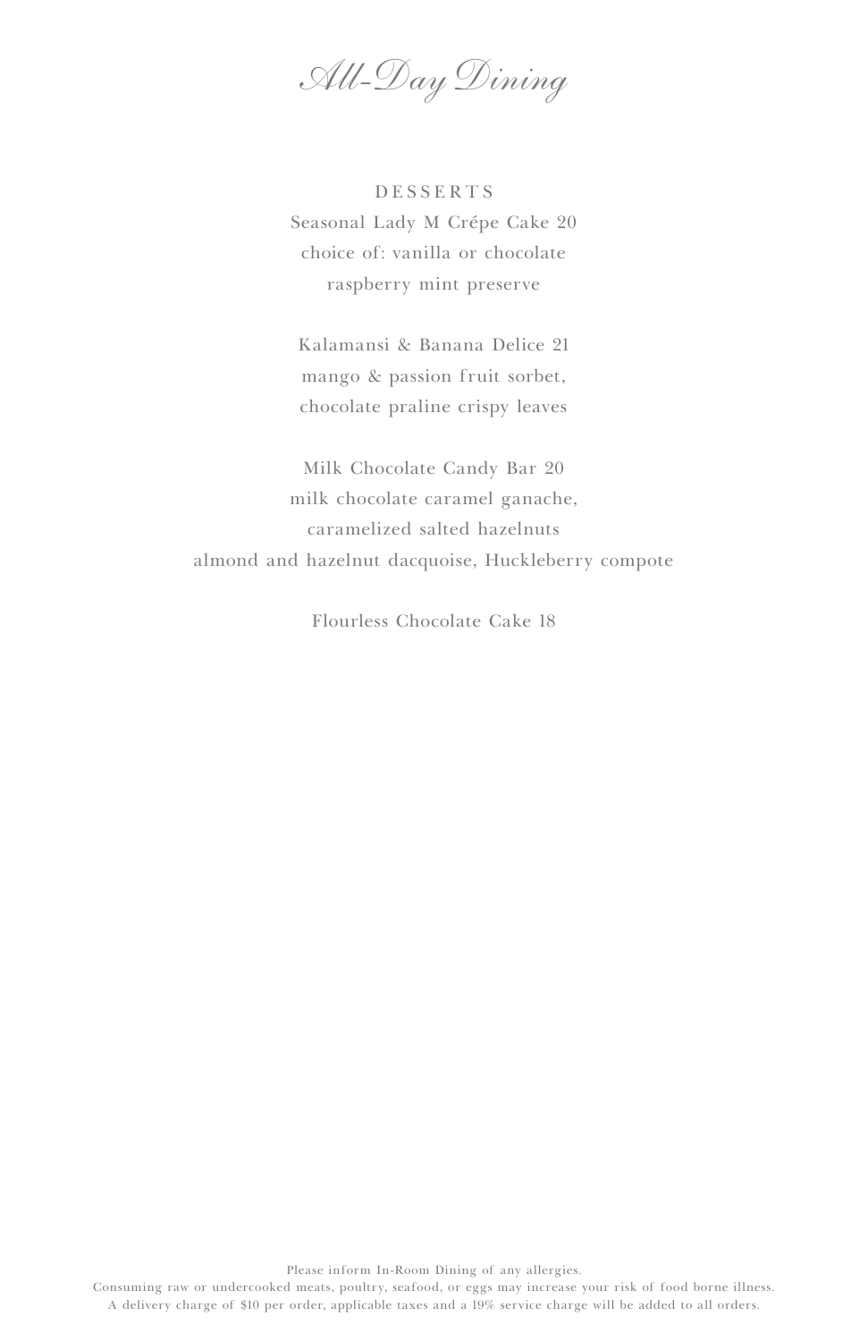# *All-Day Dining*

## DESSERTS

Seasonal Lady M Crépe Cake 20
choice of: vanilla or chocolate
raspberry mint preserve

Kalamansi & Banana Delice 21
mango & passion fruit sorbet,
chocolate praline crispy leaves

Milk Chocolate Candy Bar 20
milk chocolate caramel ganache,
caramelized salted hazelnuts
almond and hazelnut dacquoise, Huckleberry compote

Flourless Chocolate Cake 18

Please inform In-Room Dining of any allergies.
Consuming raw or undercooked meats, poultry, seafood, or eggs may increase your risk of food borne illness.
A delivery charge of $10 per order, applicable taxes and a 19% service charge will be added to all orders.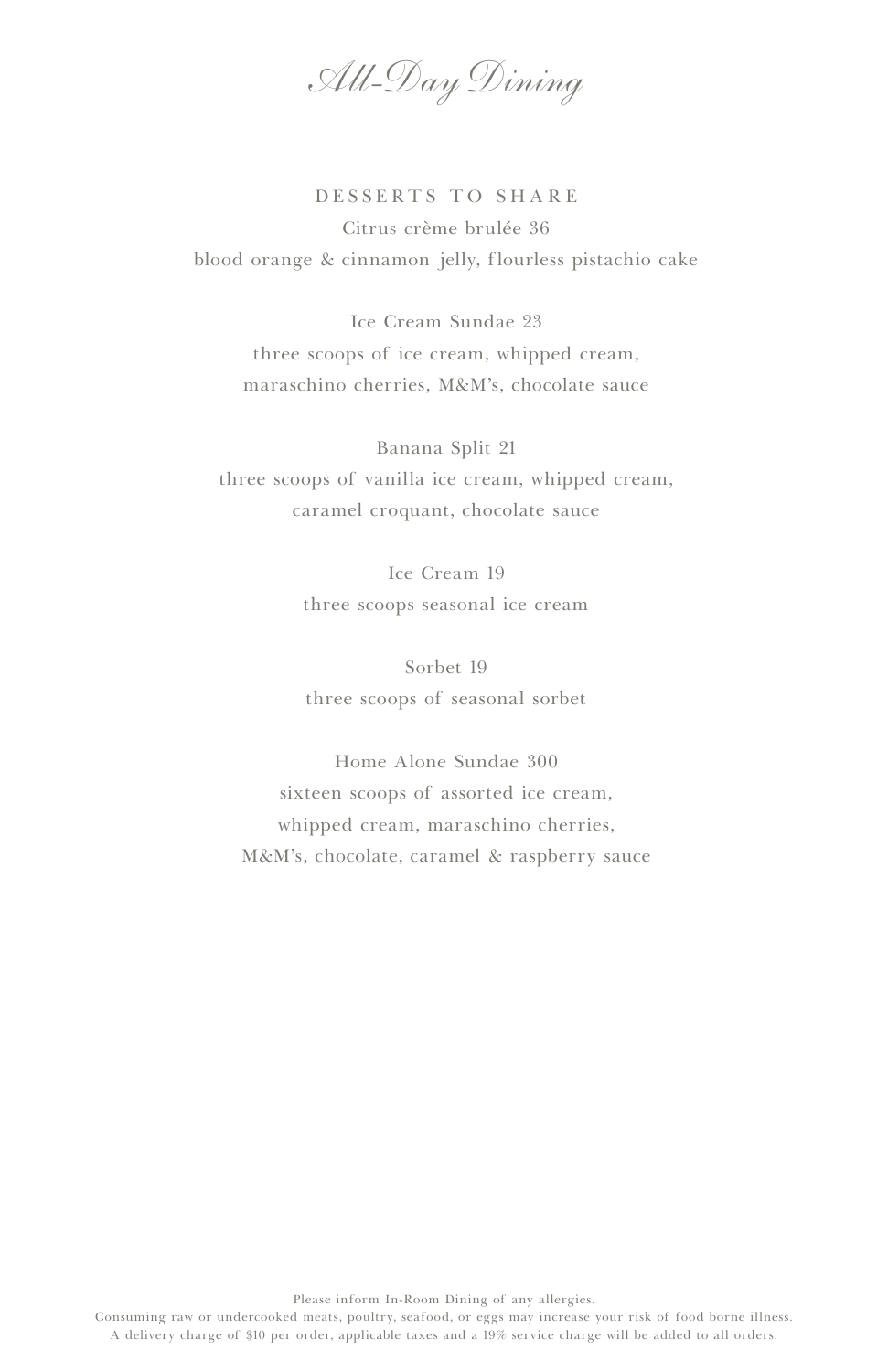# *All-Day Dining*

## DESSERTS TO SHARE

Citrus crème brulée 36
blood orange & cinnamon jelly, flourless pistachio cake

Ice Cream Sundae 23
three scoops of ice cream, whipped cream,
maraschino cherries, M&M's, chocolate sauce

Banana Split 21
three scoops of vanilla ice cream, whipped cream,
caramel croquant, chocolate sauce

Ice Cream 19
three scoops seasonal ice cream

Sorbet 19
three scoops of seasonal sorbet

Home Alone Sundae 300
sixteen scoops of assorted ice cream,
whipped cream, maraschino cherries,
M&M's, chocolate, caramel & raspberry sauce

Please inform In-Room Dining of any allergies.
Consuming raw or undercooked meats, poultry, seafood, or eggs may increase your risk of food borne illness.
A delivery charge of $10 per order, applicable taxes and a 19% service charge will be added to all orders.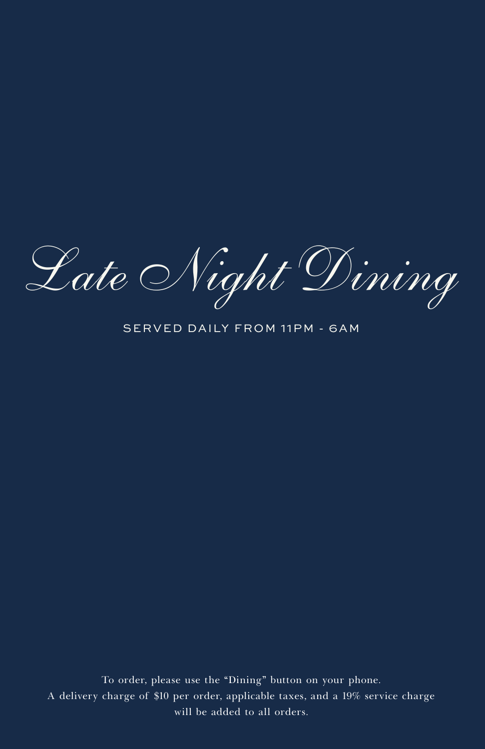# Late Night Dining

SERVED DAILY FROM 11PM - 6AM

To order, please use the “Dining” button on your phone.
A delivery charge of $10 per order, applicable taxes, and a 19% service charge will be added to all orders.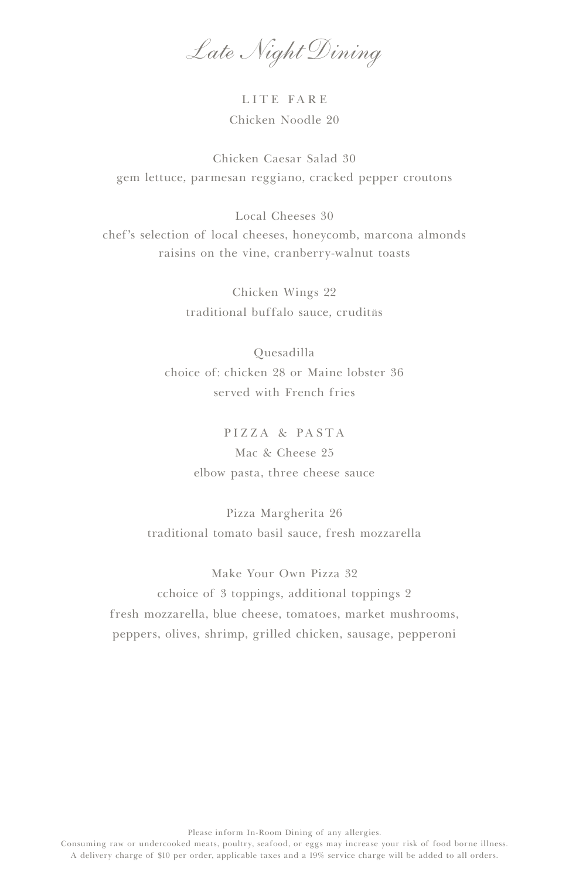# Late Night Dining

## LITE FARE

Chicken Noodle 20

Chicken Caesar Salad 30
gem lettuce, parmesan reggiano, cracked pepper croutons

Local Cheeses 30
chef's selection of local cheeses, honeycomb, marcona almonds
raisins on the vine, cranberry-walnut toasts

Chicken Wings 22
traditional buffalo sauce, crudités

Quesadilla
choice of: chicken 28 or Maine lobster 36
served with French fries

## PIZZA & PASTA

Mac & Cheese 25
elbow pasta, three cheese sauce

Pizza Margherita 26
traditional tomato basil sauce, fresh mozzarella

Make Your Own Pizza 32
cchoice of 3 toppings, additional toppings 2
fresh mozzarella, blue cheese, tomatoes, market mushrooms,
peppers, olives, shrimp, grilled chicken, sausage, pepperoni

Please inform In-Room Dining of any allergies.
Consuming raw or undercooked meats, poultry, seafood, or eggs may increase your risk of food borne illness.
A delivery charge of $10 per order, applicable taxes and a 19% service charge will be added to all orders.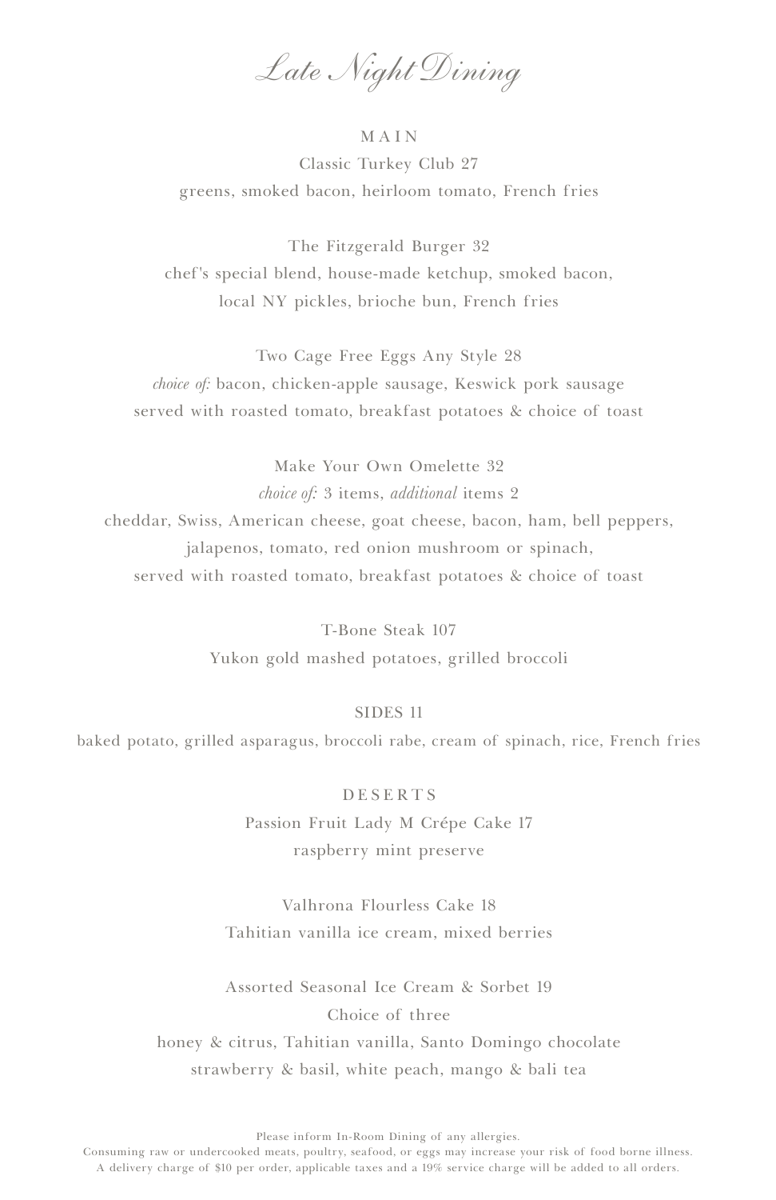# Late Night Dining

## MAIN

Classic Turkey Club 27
greens, smoked bacon, heirloom tomato, French fries

The Fitzgerald Burger 32
chef's special blend, house-made ketchup, smoked bacon,
local NY pickles, brioche bun, French fries

Two Cage Free Eggs Any Style 28
*choice of:* bacon, chicken-apple sausage, Keswick pork sausage
served with roasted tomato, breakfast potatoes & choice of toast

Make Your Own Omelette 32
*choice of:* 3 items, *additional* items 2
cheddar, Swiss, American cheese, goat cheese, bacon, ham, bell peppers,
jalapenos, tomato, red onion mushroom or spinach,
served with roasted tomato, breakfast potatoes & choice of toast

T-Bone Steak 107
Yukon gold mashed potatoes, grilled broccoli

## SIDES 11

baked potato, grilled asparagus, broccoli rabe, cream of spinach, rice, French fries

## DESERTS

Passion Fruit Lady M Crépe Cake 17
raspberry mint preserve

Valhrona Flourless Cake 18
Tahitian vanilla ice cream, mixed berries

Assorted Seasonal Ice Cream & Sorbet 19
Choice of three
honey & citrus, Tahitian vanilla, Santo Domingo chocolate
strawberry & basil, white peach, mango & bali tea

Please inform In-Room Dining of any allergies.
Consuming raw or undercooked meats, poultry, seafood, or eggs may increase your risk of food borne illness.
A delivery charge of $10 per order, applicable taxes and a 19% service charge will be added to all orders.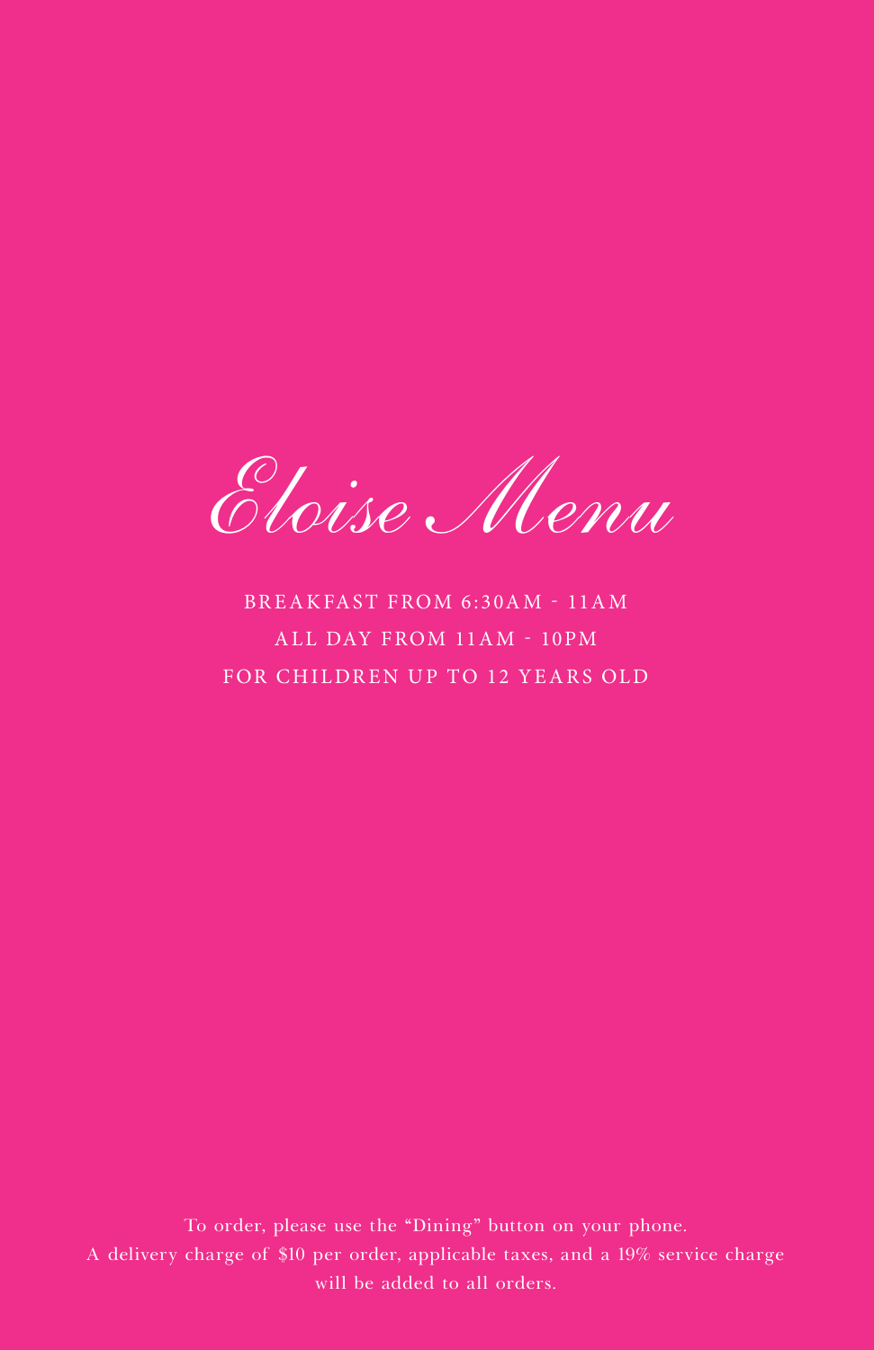# *Eloise Menu*

BREAKFAST FROM 6:30AM - 11AM

ALL DAY FROM 11AM - 10PM

FOR CHILDREN UP TO 12 YEARS OLD

To order, please use the "Dining" button on your phone.
A delivery charge of $10 per order, applicable taxes, and a 19% service charge will be added to all orders.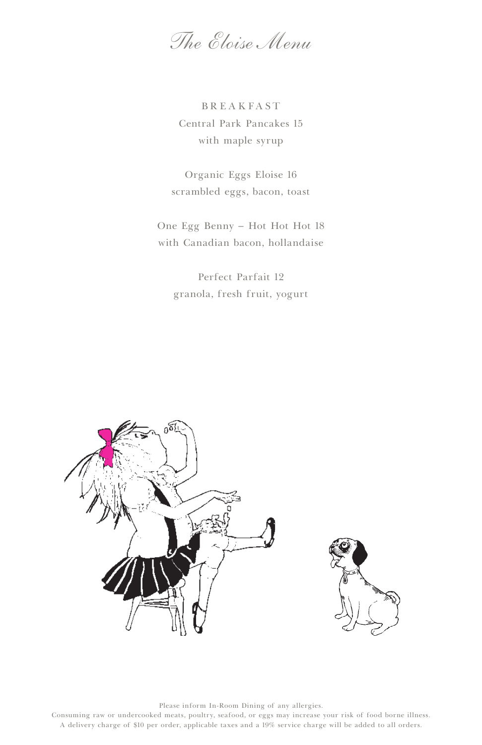# The Eloise Menu

## BREAKFAST

Central Park Pancakes 15
with maple syrup

Organic Eggs Eloise 16
scrambled eggs, bacon, toast

One Egg Benny – Hot Hot Hot 18
with Canadian bacon, hollandaise

Perfect Parfait 12
granola, fresh fruit, yogurt

Please inform In-Room Dining of any allergies.
Consuming raw or undercooked meats, poultry, seafood, or eggs may increase your risk of food borne illness.
A delivery charge of $10 per order, applicable taxes and a 19% service charge will be added to all orders.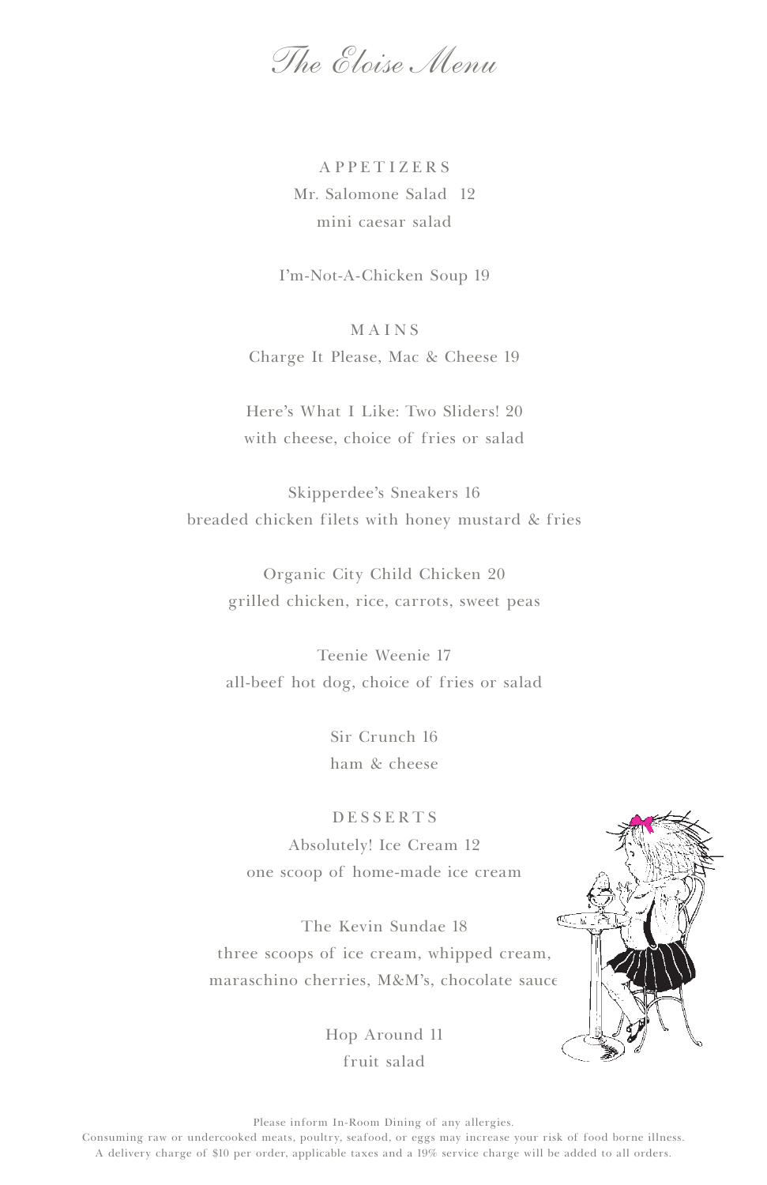# *The Eloise Menu*

## APPETIZERS

Mr. Salomone Salad 12
mini caesar salad

I'm-Not-A-Chicken Soup 19

## MAINS

Charge It Please, Mac & Cheese 19

Here's What I Like: Two Sliders! 20
with cheese, choice of fries or salad

Skipperdee's Sneakers 16
breaded chicken filets with honey mustard & fries

Organic City Child Chicken 20
grilled chicken, rice, carrots, sweet peas

Teenie Weenie 17
all-beef hot dog, choice of fries or salad

Sir Crunch 16
ham & cheese

## DESSERTS

Absolutely! Ice Cream 12
one scoop of home-made ice cream

The Kevin Sundae 18
three scoops of ice cream, whipped cream, maraschino cherries, M&M's, chocolate sauce

Hop Around 11
fruit salad

Please inform In-Room Dining of any allergies.
Consuming raw or undercooked meats, poultry, seafood, or eggs may increase your risk of food borne illness.
A delivery charge of $10 per order, applicable taxes and a 19% service charge will be added to all orders.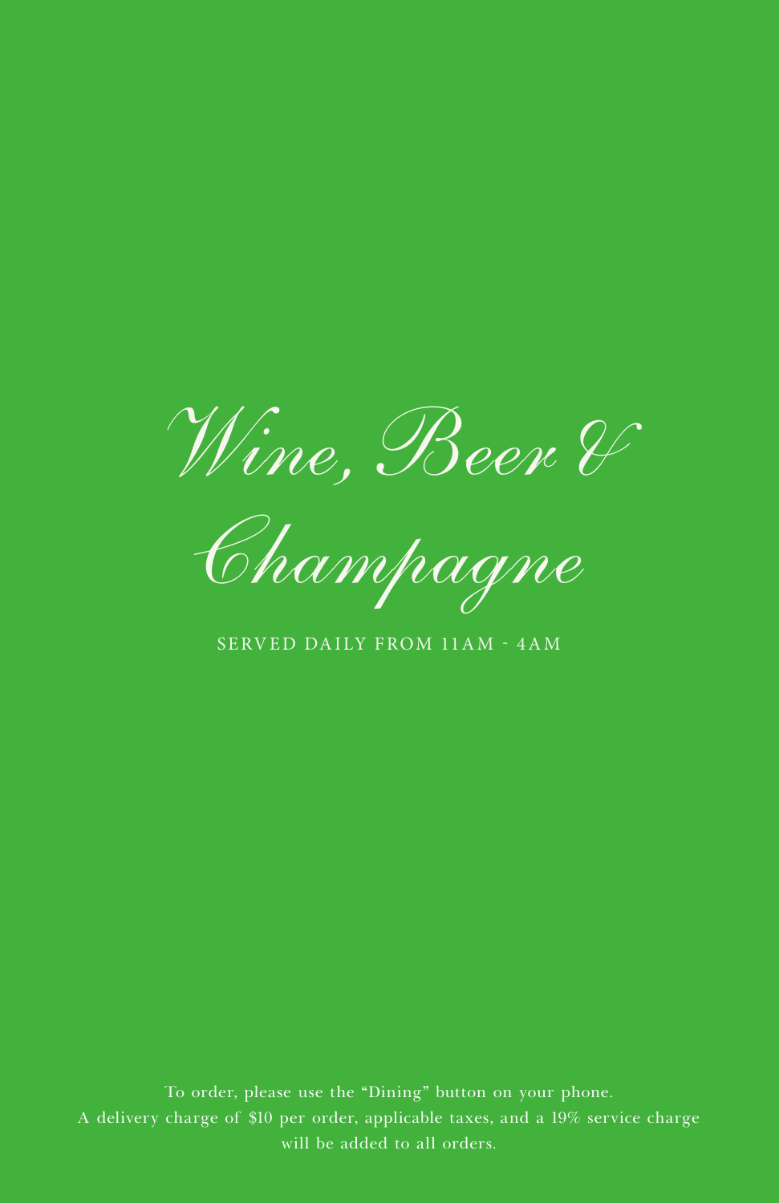# Wine, Beer & Champagne

SERVED DAILY FROM 11AM - 4AM

To order, please use the "Dining" button on your phone.
A delivery charge of $10 per order, applicable taxes, and a 19% service charge will be added to all orders.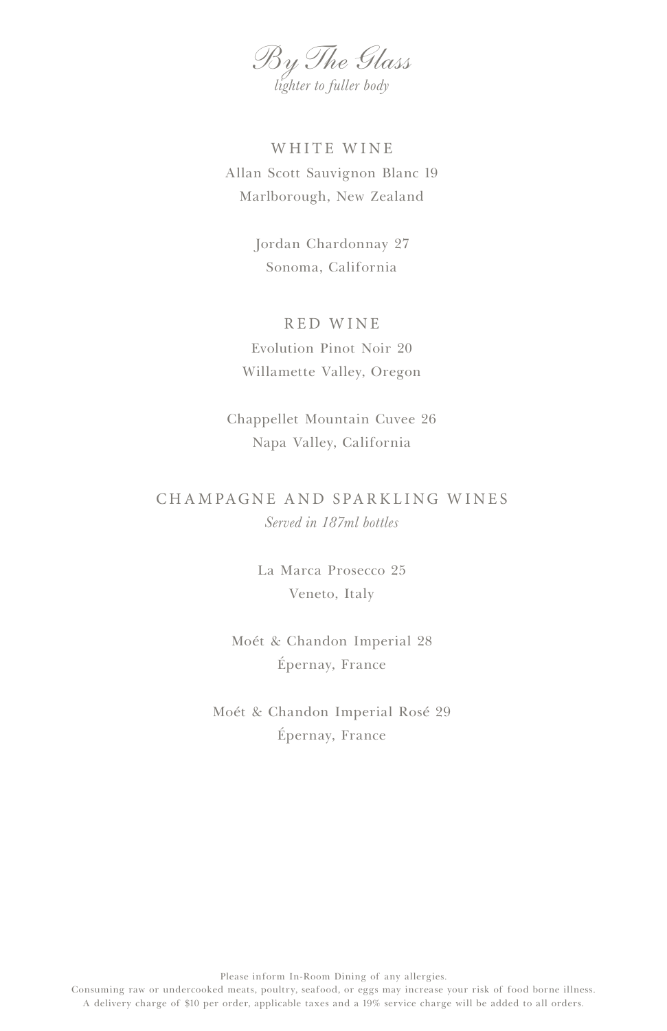# By The Glass

*lighter to fuller body*

## WHITE WINE

Allan Scott Sauvignon Blanc 19
Marlborough, New Zealand

Jordan Chardonnay 27
Sonoma, California

## RED WINE

Evolution Pinot Noir 20
Willamette Valley, Oregon

Chappellet Mountain Cuvee 26
Napa Valley, California

## CHAMPAGNE AND SPARKLING WINES

*Served in 187ml bottles*

La Marca Prosecco 25
Veneto, Italy

Moét & Chandon Imperial 28
Épernay, France

Moét & Chandon Imperial Rosé 29
Épernay, France

Please inform In-Room Dining of any allergies.
Consuming raw or undercooked meats, poultry, seafood, or eggs may increase your risk of food borne illness.
A delivery charge of $10 per order, applicable taxes and a 19% service charge will be added to all orders.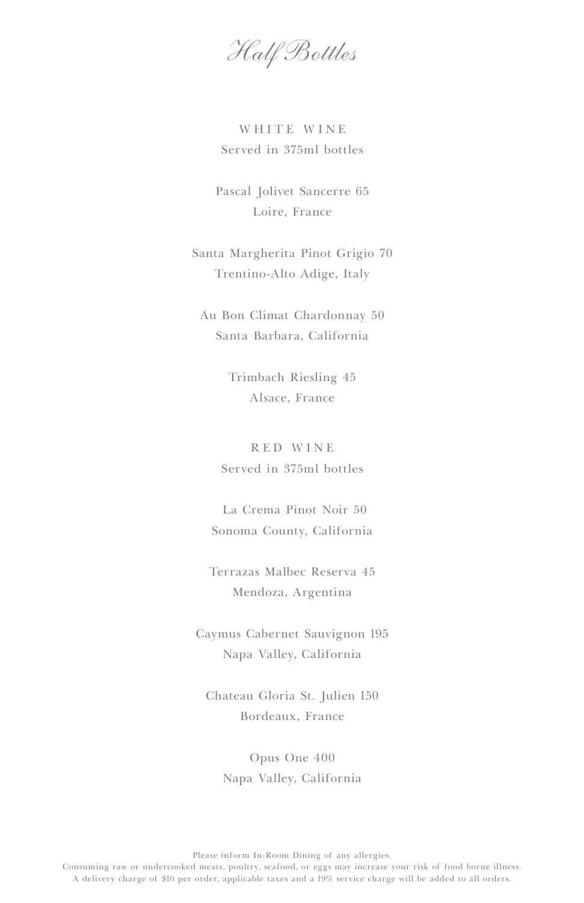# Half Bottles

## WHITE WINE

Served in 375ml bottles

Pascal Jolivet Sancerre 65
Loire, France

Santa Margherita Pinot Grigio 70
Trentino-Alto Adige, Italy

Au Bon Climat Chardonnay 50
Santa Barbara, California

Trimbach Riesling 45
Alsace, France

## RED WINE

Served in 375ml bottles

La Crema Pinot Noir 50
Sonoma County, California

Terrazas Malbec Reserva 45
Mendoza, Argentina

Caymus Cabernet Sauvignon 195
Napa Valley, California

Chateau Gloria St. Julien 150
Bordeaux, France

Opus One 400
Napa Valley, California

Please inform In-Room Dining of any allergies.
Consuming raw or undercooked meats, poultry, seafood, or eggs may increase your risk of food borne illness.
A delivery charge of $10 per order, applicable taxes and a 19% service charge will be added to all orders.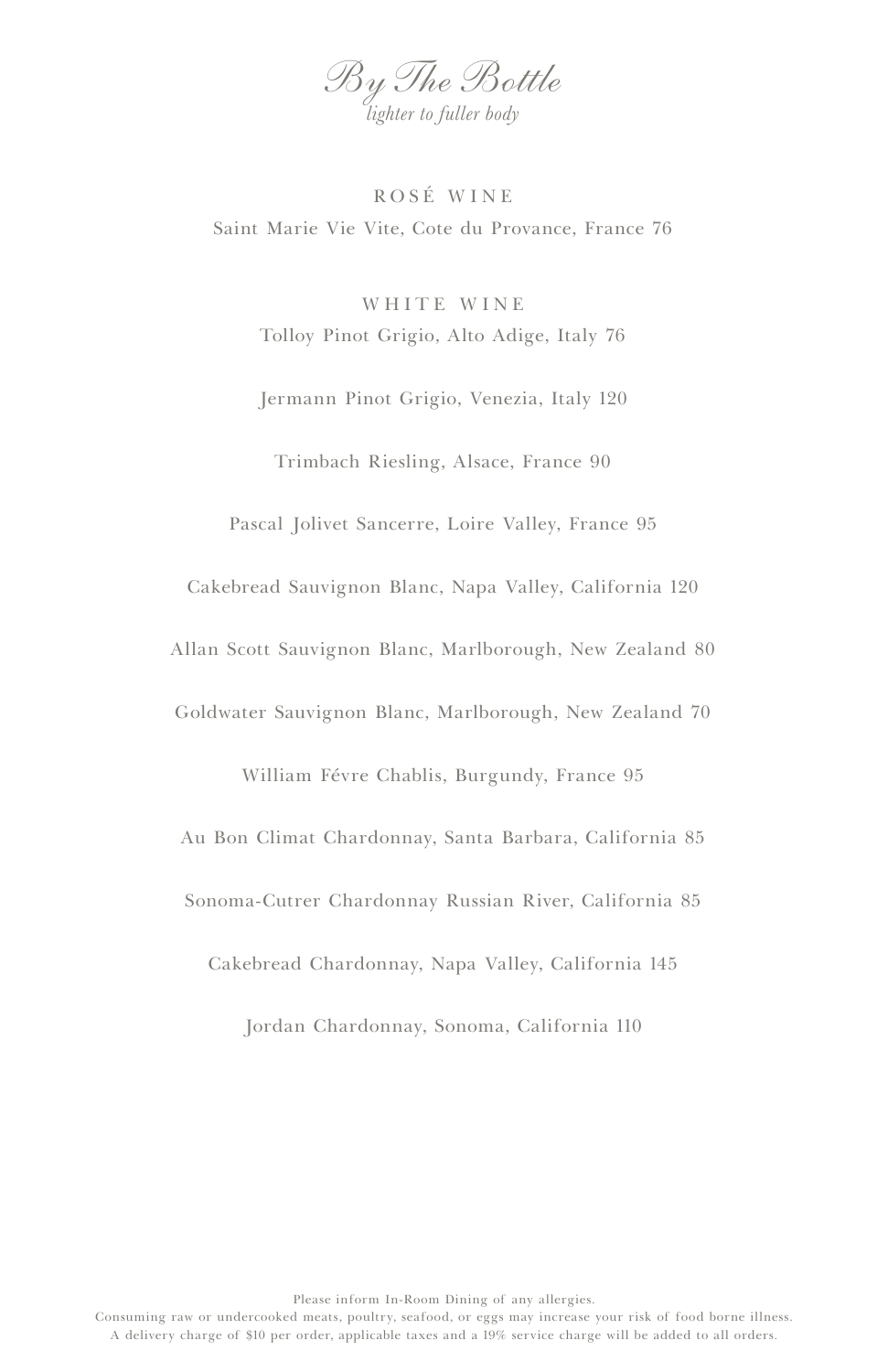# *By The Bottle*

*lighter to fuller body*

## ROSÉ WINE

Saint Marie Vie Vite, Cote du Provance, France 76

## WHITE WINE

Tolloy Pinot Grigio, Alto Adige, Italy 76

Jermann Pinot Grigio, Venezia, Italy 120

Trimbach Riesling, Alsace, France 90

Pascal Jolivet Sancerre, Loire Valley, France 95

Cakebread Sauvignon Blanc, Napa Valley, California 120

Allan Scott Sauvignon Blanc, Marlborough, New Zealand 80

Goldwater Sauvignon Blanc, Marlborough, New Zealand 70

William Févre Chablis, Burgundy, France 95

Au Bon Climat Chardonnay, Santa Barbara, California 85

Sonoma-Cutrer Chardonnay Russian River, California 85

Cakebread Chardonnay, Napa Valley, California 145

Jordan Chardonnay, Sonoma, California 110

Please inform In-Room Dining of any allergies.
Consuming raw or undercooked meats, poultry, seafood, or eggs may increase your risk of food borne illness.
A delivery charge of $10 per order, applicable taxes and a 19% service charge will be added to all orders.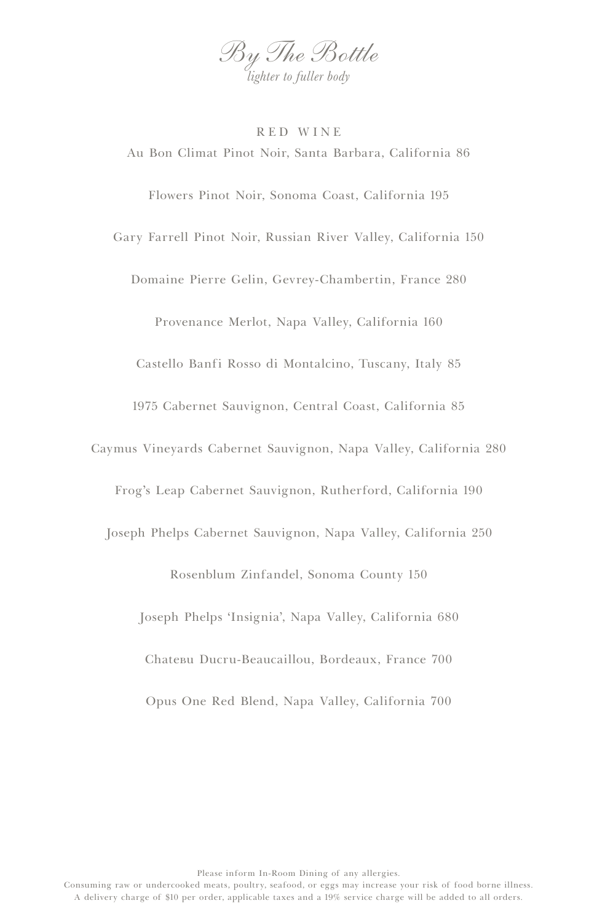# *By The Bottle*

*lighter to fuller body*

## RED WINE

Au Bon Climat Pinot Noir, Santa Barbara, California 86

Flowers Pinot Noir, Sonoma Coast, California 195

Gary Farrell Pinot Noir, Russian River Valley, California 150

Domaine Pierre Gelin, Gevrey-Chambertin, France 280

Provenance Merlot, Napa Valley, California 160

Castello Banfi Rosso di Montalcino, Tuscany, Italy 85

1975 Cabernet Sauvignon, Central Coast, California 85

Caymus Vineyards Cabernet Sauvignon, Napa Valley, California 280

Frog's Leap Cabernet Sauvignon, Rutherford, California 190

Joseph Phelps Cabernet Sauvignon, Napa Valley, California 250

Rosenblum Zinfandel, Sonoma County 150

Joseph Phelps 'Insignia', Napa Valley, California 680

Chateвu Ducru-Beaucaillou, Bordeaux, France 700

Opus One Red Blend, Napa Valley, California 700

Please inform In-Room Dining of any allergies.
Consuming raw or undercooked meats, poultry, seafood, or eggs may increase your risk of food borne illness.
A delivery charge of $10 per order, applicable taxes and a 19% service charge will be added to all orders.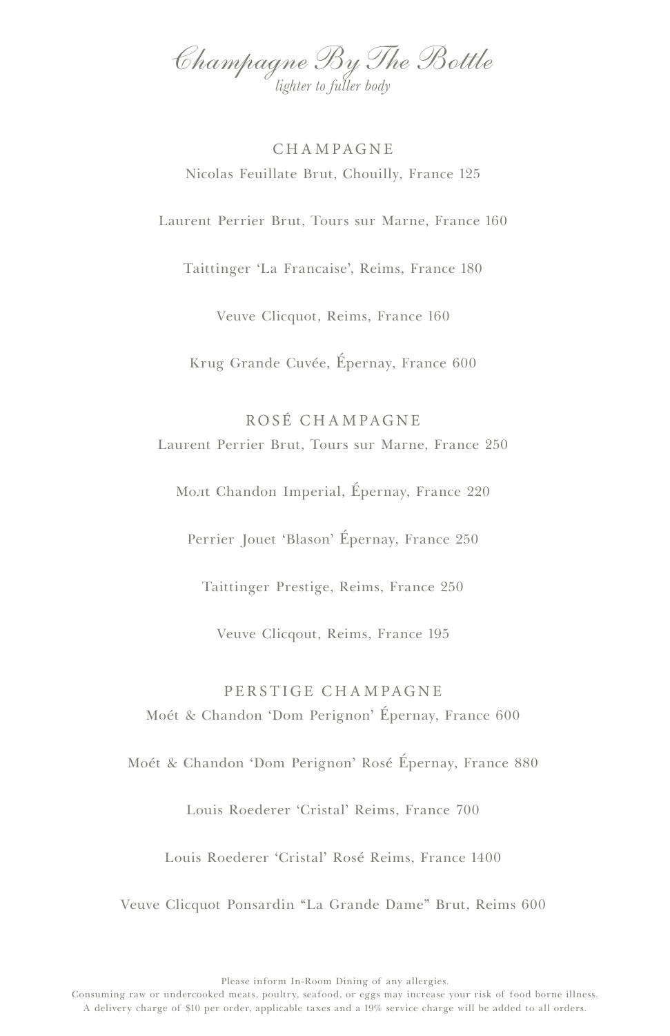# Champagne By The Bottle

*lighter to fuller body*

## CHAMPAGNE

Nicolas Feuillate Brut, Chouilly, France 125

Laurent Perrier Brut, Tours sur Marne, France 160

Taittinger 'La Francaise', Reims, France 180

Veuve Clicquot, Reims, France 160

Krug Grande Cuvée, Épernay, France 600

## ROSÉ CHAMPAGNE

Laurent Perrier Brut, Tours sur Marne, France 250

Moлt Chandon Imperial, Épernay, France 220

Perrier Jouet 'Blason' Épernay, France 250

Taittinger Prestige, Reims, France 250

Veuve Clicqout, Reims, France 195

## PERSTIGE CHAMPAGNE

Moét & Chandon 'Dom Perignon' Épernay, France 600

Moét & Chandon 'Dom Perignon' Rosé Épernay, France 880

Louis Roederer 'Cristal' Reims, France 700

Louis Roederer 'Cristal' Rosé Reims, France 1400

Veuve Clicquot Ponsardin "La Grande Dame" Brut, Reims 600

Please inform In-Room Dining of any allergies.
Consuming raw or undercooked meats, poultry, seafood, or eggs may increase your risk of food borne illness.
A delivery charge of $10 per order, applicable taxes and a 19% service charge will be added to all orders.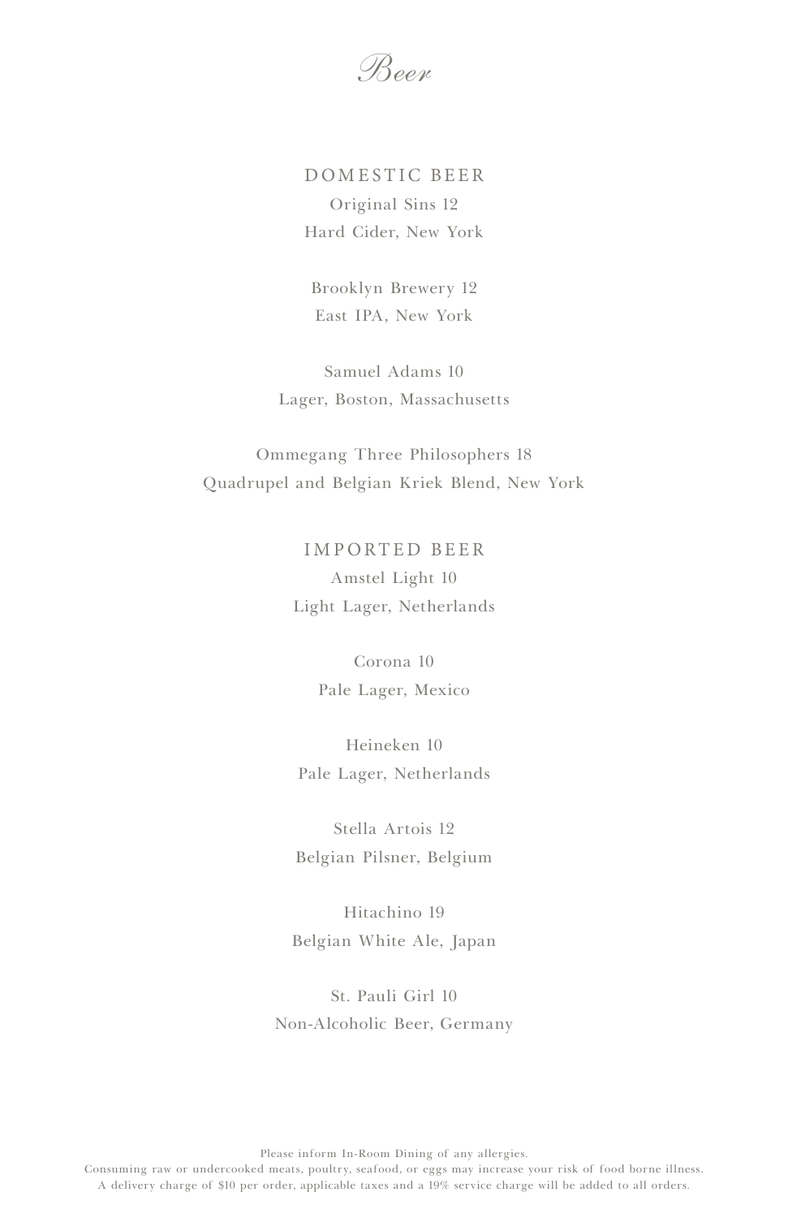# *Beer*

## DOMESTIC BEER

Original Sins 12
Hard Cider, New York

Brooklyn Brewery 12
East IPA, New York

Samuel Adams 10
Lager, Boston, Massachusetts

Ommegang Three Philosophers 18
Quadrupel and Belgian Kriek Blend, New York

## IMPORTED BEER

Amstel Light 10
Light Lager, Netherlands

Corona 10
Pale Lager, Mexico

Heineken 10
Pale Lager, Netherlands

Stella Artois 12
Belgian Pilsner, Belgium

Hitachino 19
Belgian White Ale, Japan

St. Pauli Girl 10
Non-Alcoholic Beer, Germany

Please inform In-Room Dining of any allergies.
Consuming raw or undercooked meats, poultry, seafood, or eggs may increase your risk of food borne illness.
A delivery charge of $10 per order, applicable taxes and a 19% service charge will be added to all orders.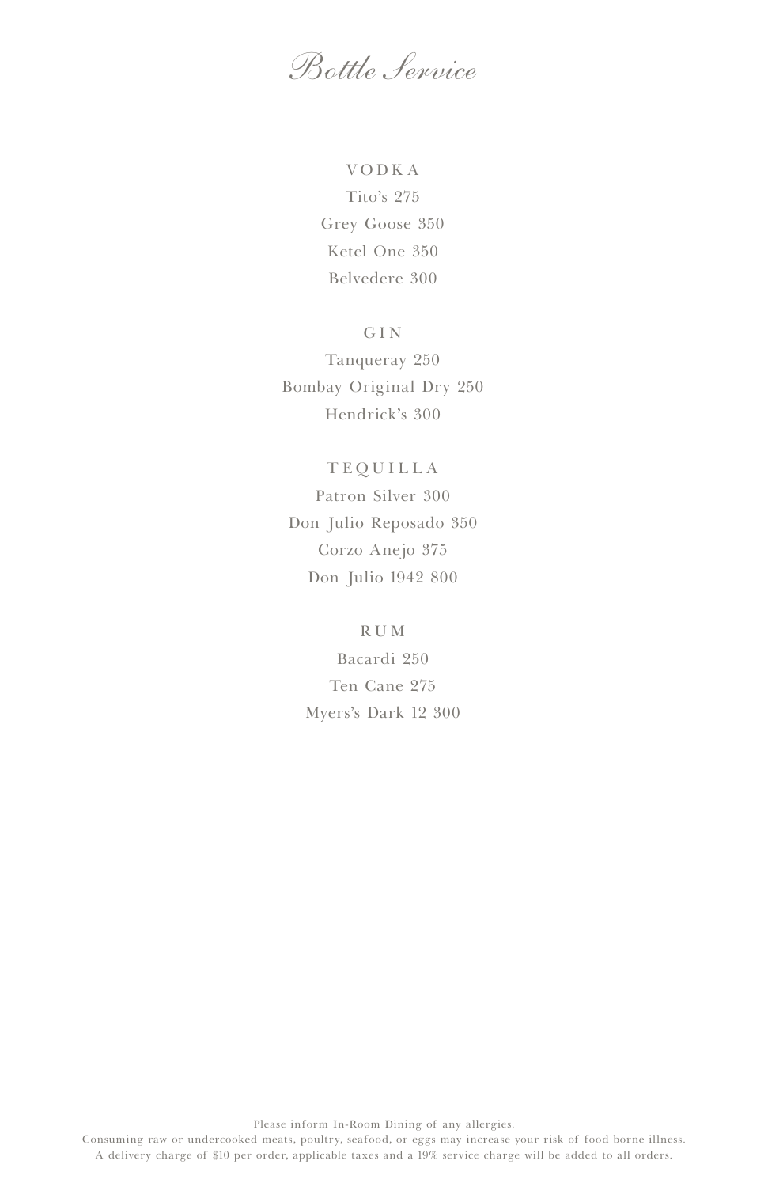# Bottle Service

## VODKA

Tito's 275

Grey Goose 350

Ketel One 350

Belvedere 300

## GIN

Tanqueray 250

Bombay Original Dry 250

Hendrick's 300

## TEQUILLA

Patron Silver 300

Don Julio Reposado 350

Corzo Anejo 375

Don Julio 1942 800

## RUM

Bacardi 250

Ten Cane 275

Myers's Dark 12 300

Please inform In-Room Dining of any allergies.
Consuming raw or undercooked meats, poultry, seafood, or eggs may increase your risk of food borne illness.
A delivery charge of $10 per order, applicable taxes and a 19% service charge will be added to all orders.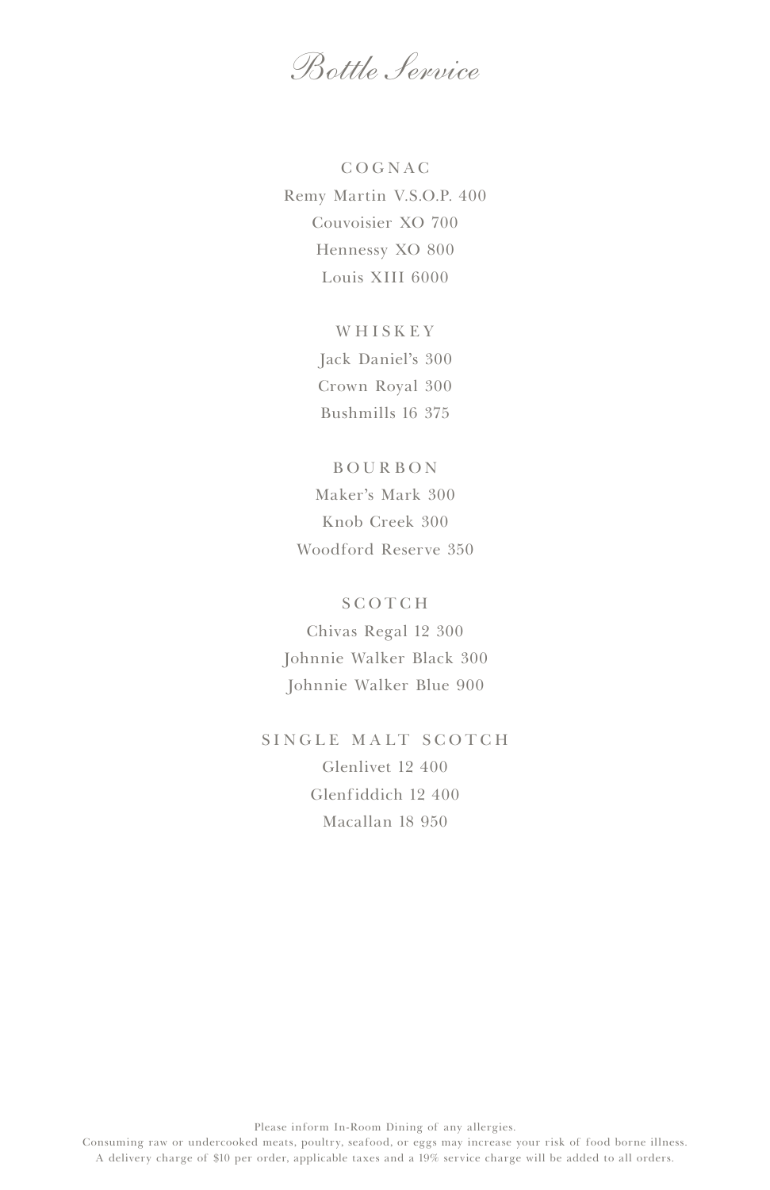# Bottle Service

## COGNAC

Remy Martin V.S.O.P. 400

Couvoisier XO 700

Hennessy XO 800

Louis XIII 6000

## WHISKEY

Jack Daniel's 300

Crown Royal 300

Bushmills 16 375

## BOURBON

Maker's Mark 300

Knob Creek 300

Woodford Reserve 350

## SCOTCH

Chivas Regal 12 300

Johnnie Walker Black 300

Johnnie Walker Blue 900

## SINGLE MALT SCOTCH

Glenlivet 12 400

Glenfiddich 12 400

Macallan 18 950

Please inform In-Room Dining of any allergies.
Consuming raw or undercooked meats, poultry, seafood, or eggs may increase your risk of food borne illness.
A delivery charge of $10 per order, applicable taxes and a 19% service charge will be added to all orders.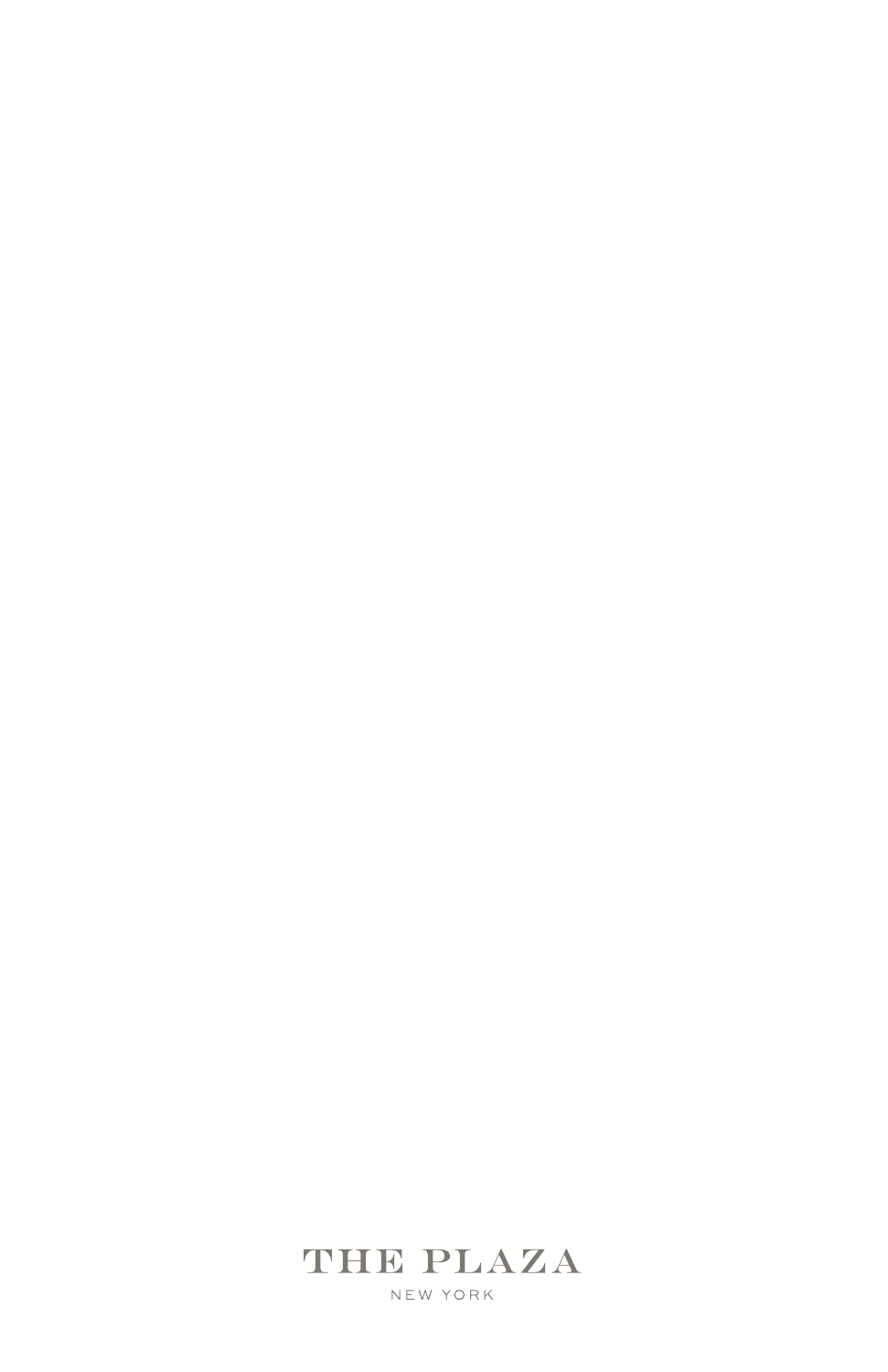THE PLAZA

NEW YORK